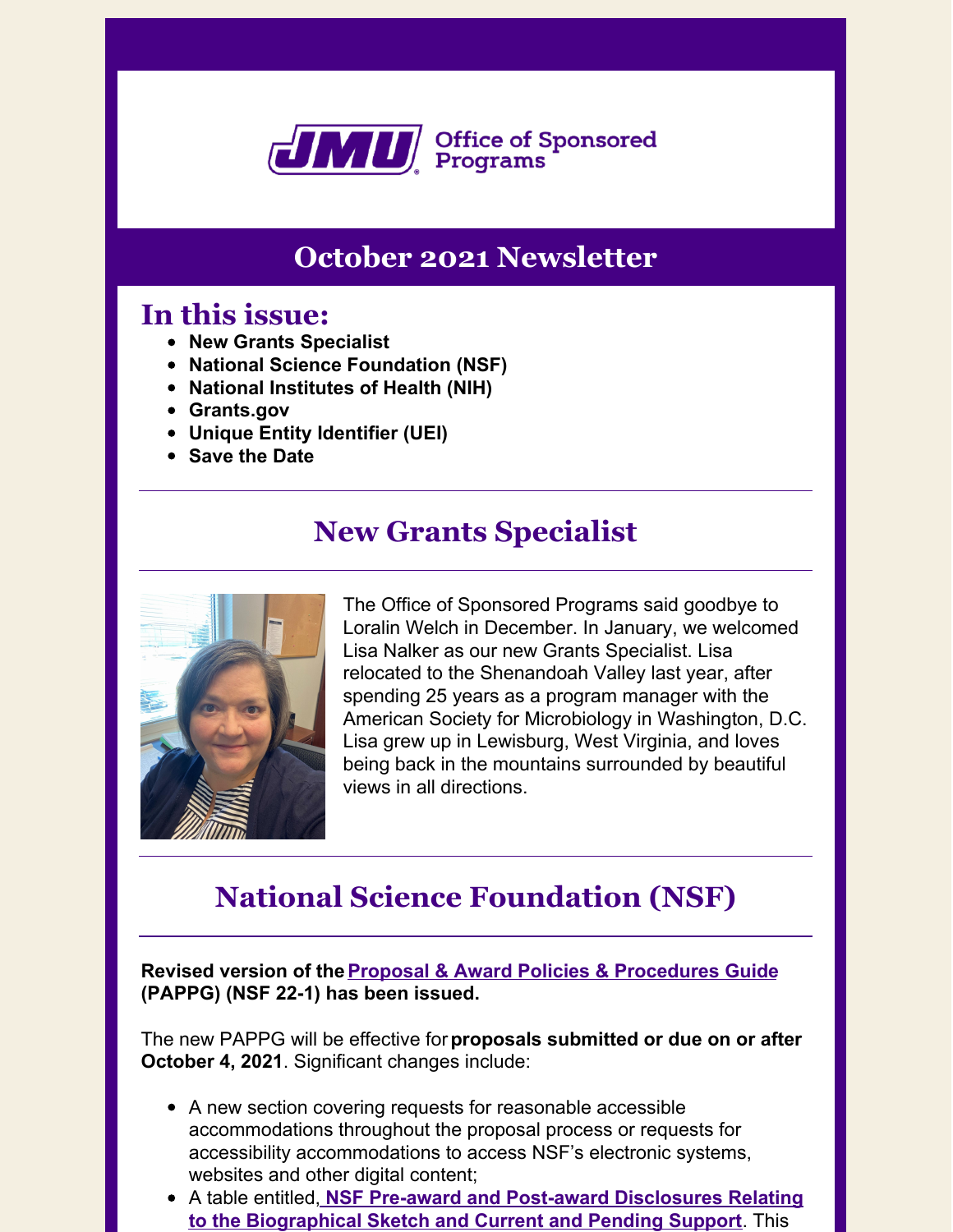Office of Sponsored Programs

# October 2021 Newsletter

## In this issue:

- **New Grants Specialist**
- **National Science Foundation (NSF)**
- **National Institutes of Health (NIH)**
- **Grants.gov**
- **Unique Entity Identifier (UEI)**
- **Save the Date**

---

## New Grants Specialist

The Office of Sponsored Programs said goodbye to Loralin Welch in December. In January, we welcomed Lisa Nalker as our new Grants Specialist. Lisa relocated to the Shenandoah Valley last year, after spending 25 years as a program manager with the American Society for Microbiology in Washington, D.C. Lisa grew up in Lewisburg, West Virginia, and loves being back in the mountains surrounded by beautiful views in all directions.

---

## National Science Foundation (NSF)

**Revised version of the Proposal & Award Policies & Procedures Guide (PAPPG) (NSF 22-1) has been issued.**

The new PAPPG will be effective for **proposals submitted or due on or after October 4, 2021**. Significant changes include:

- A new section covering requests for reasonable accessible accommodations throughout the proposal process or requests for accessibility accommodations to access NSF's electronic systems, websites and other digital content;
- A table entitled, NSF Pre-award and Post-award Disclosures Relating to the Biographical Sketch and Current and Pending Support. This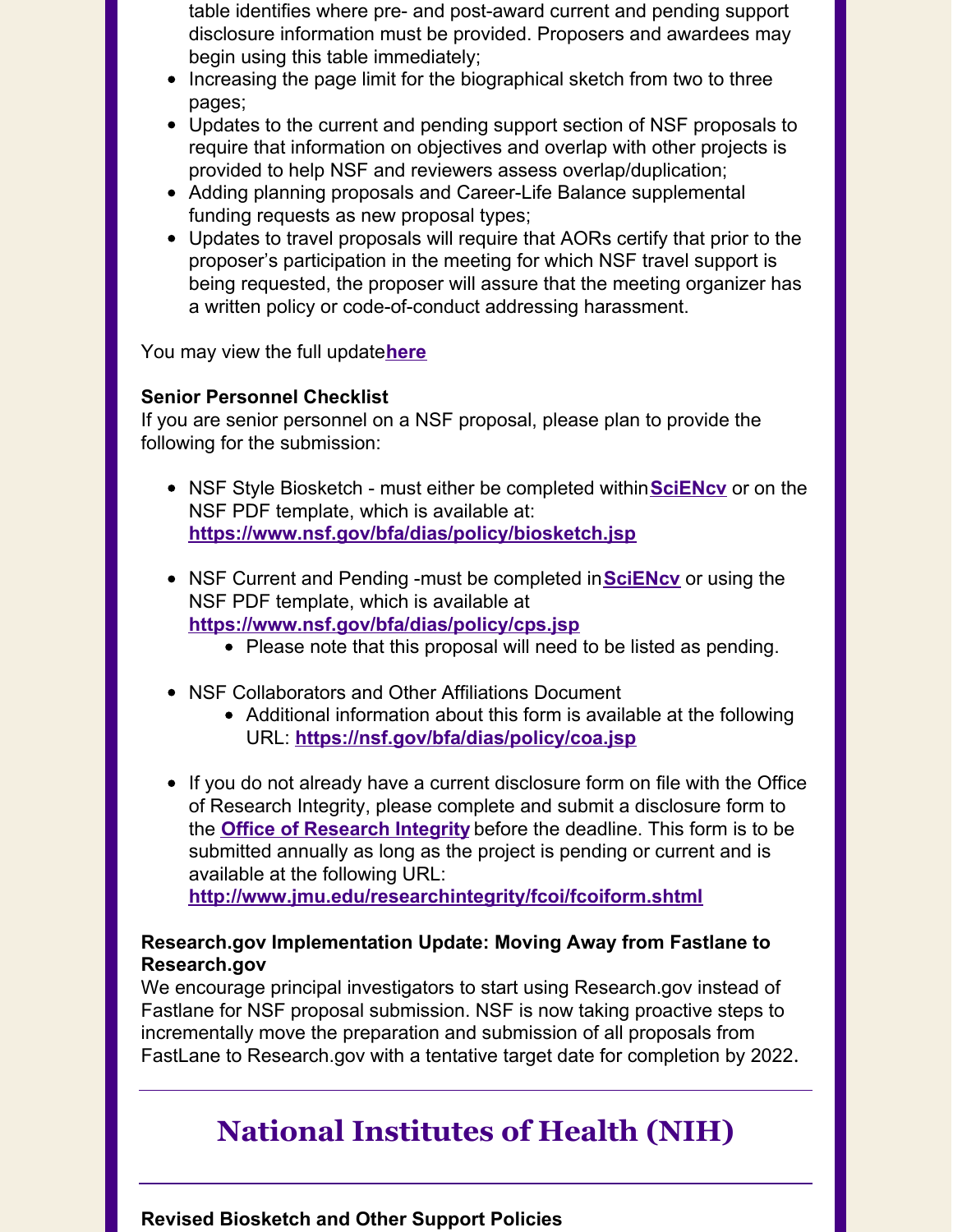table identifies where pre- and post-award current and pending support disclosure information must be provided. Proposers and awardees may begin using this table immediately;
- Increasing the page limit for the biographical sketch from two to three pages;
- Updates to the current and pending support section of NSF proposals to require that information on objectives and overlap with other projects is provided to help NSF and reviewers assess overlap/duplication;
- Adding planning proposals and Career-Life Balance supplemental funding requests as new proposal types;
- Updates to travel proposals will require that AORs certify that prior to the proposer's participation in the meeting for which NSF travel support is being requested, the proposer will assure that the meeting organizer has a written policy or code-of-conduct addressing harassment.

You may view the full update**here**

**Senior Personnel Checklist**
If you are senior personnel on a NSF proposal, please plan to provide the following for the submission:

- NSF Style Biosketch - must either be completed within**SciENcv** or on the NSF PDF template, which is available at: **https://www.nsf.gov/bfa/dias/policy/biosketch.jsp**

- NSF Current and Pending -must be completed in**SciENcv** or using the NSF PDF template, which is available at **https://www.nsf.gov/bfa/dias/policy/cps.jsp**
    - Please note that this proposal will need to be listed as pending.

- NSF Collaborators and Other Affiliations Document
    - Additional information about this form is available at the following URL: **https://nsf.gov/bfa/dias/policy/coa.jsp**

- If you do not already have a current disclosure form on file with the Office of Research Integrity, please complete and submit a disclosure form to the **Office of Research Integrity** before the deadline. This form is to be submitted annually as long as the project is pending or current and is available at the following URL: **http://www.jmu.edu/researchintegrity/fcoi/fcoiform.shtml**

**Research.gov Implementation Update: Moving Away from Fastlane to Research.gov**
We encourage principal investigators to start using Research.gov instead of Fastlane for NSF proposal submission. NSF is now taking proactive steps to incrementally move the preparation and submission of all proposals from FastLane to Research.gov with a tentative target date for completion by 2022.

## National Institutes of Health (NIH)

**Revised Biosketch and Other Support Policies**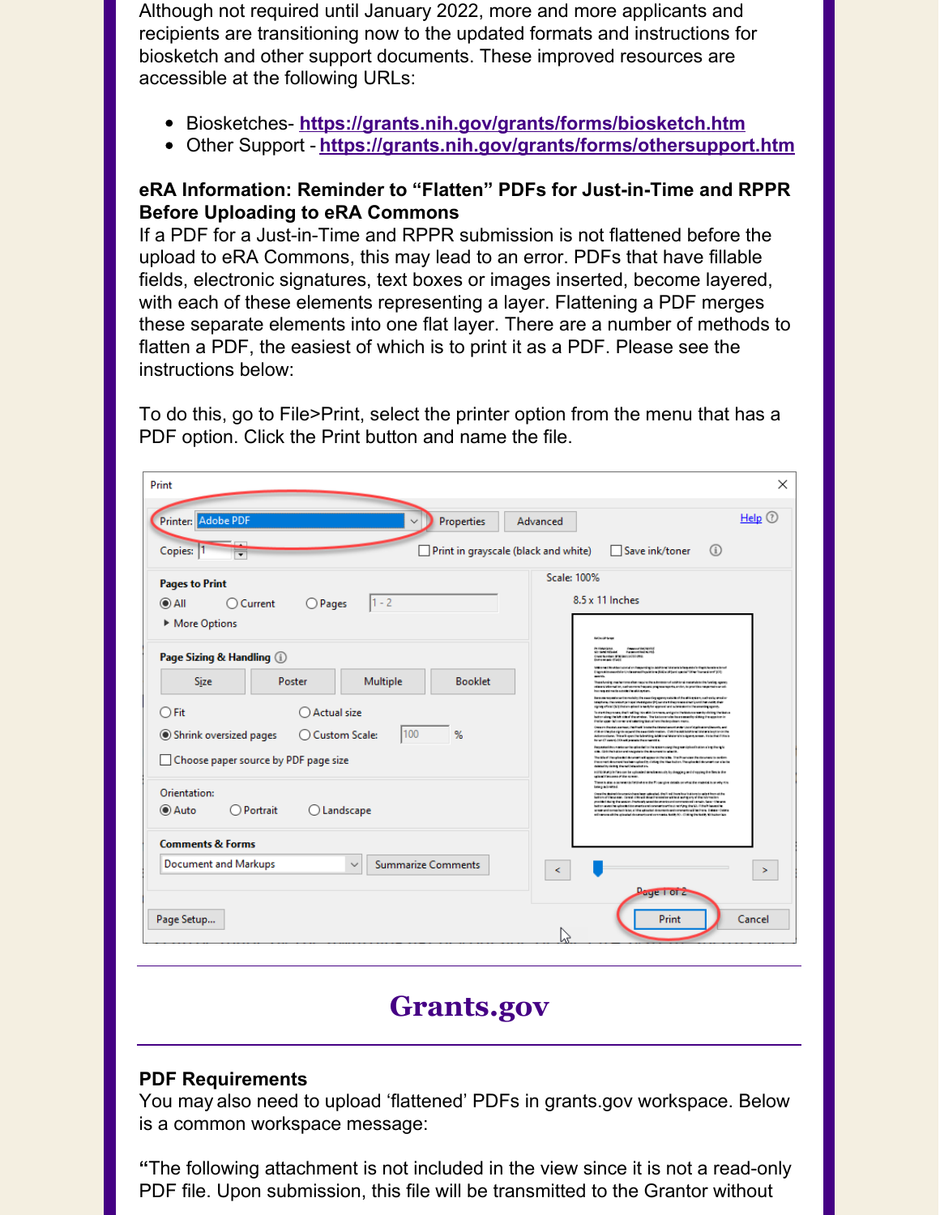Although not required until January 2022, more and more applicants and recipients are transitioning now to the updated formats and instructions for biosketch and other support documents. These improved resources are accessible at the following URLs:

- Biosketches- **https://grants.nih.gov/grants/forms/biosketch.htm**
- Other Support - **https://grants.nih.gov/grants/forms/othersupport.htm**

**eRA Information: Reminder to "Flatten" PDFs for Just-in-Time and RPPR Before Uploading to eRA Commons**

If a PDF for a Just-in-Time and RPPR submission is not flattened before the upload to eRA Commons, this may lead to an error. PDFs that have fillable fields, electronic signatures, text boxes or images inserted, become layered, with each of these elements representing a layer. Flattening a PDF merges these separate elements into one flat layer. There are a number of methods to flatten a PDF, the easiest of which is to print it as a PDF. Please see the instructions below:

To do this, go to File>Print, select the printer option from the menu that has a PDF option. Click the Print button and name the file.

## Grants.gov

**PDF Requirements**

You may also need to upload 'flattened' PDFs in grants.gov workspace. Below is a common workspace message:

"The following attachment is not included in the view since it is not a read-only PDF file. Upon submission, this file will be transmitted to the Grantor without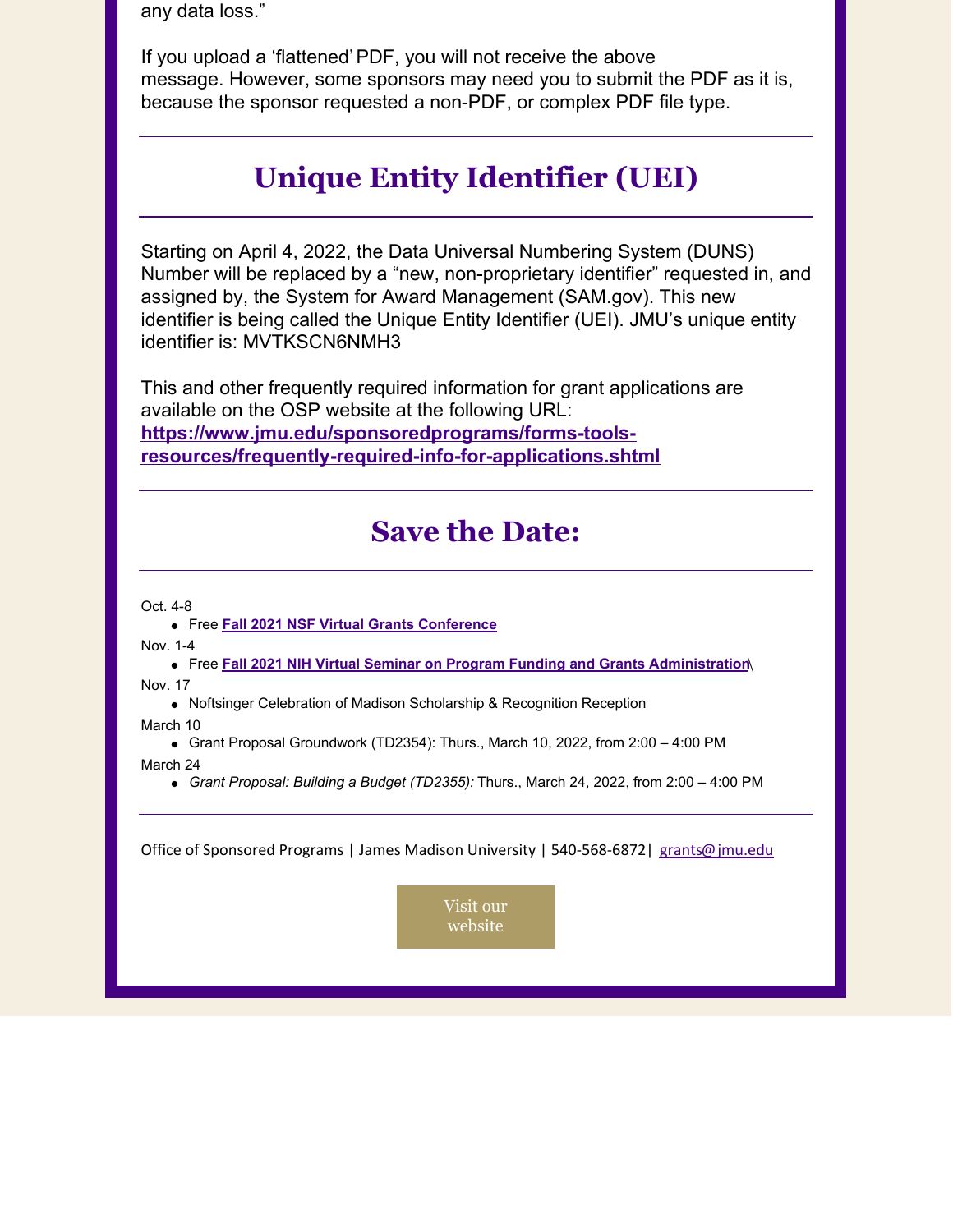any data loss."

If you upload a 'flattened' PDF, you will not receive the above message. However, some sponsors may need you to submit the PDF as it is, because the sponsor requested a non-PDF, or complex PDF file type.

## Unique Entity Identifier (UEI)

Starting on April 4, 2022, the Data Universal Numbering System (DUNS) Number will be replaced by a "new, non-proprietary identifier" requested in, and assigned by, the System for Award Management (SAM.gov). This new identifier is being called the Unique Entity Identifier (UEI). JMU's unique entity identifier is: MVTKSCN6NMH3

This and other frequently required information for grant applications are available on the OSP website at the following URL: **https://www.jmu.edu/sponsoredprograms/forms-tools-resources/frequently-required-info-for-applications.shtml**

## Save the Date:

Oct. 4-8

- Free **Fall 2021 NSF Virtual Grants Conference**

Nov. 1-4

- Free **Fall 2021 NIH Virtual Seminar on Program Funding and Grants Administration**\

Nov. 17

- Noftsinger Celebration of Madison Scholarship & Recognition Reception

March 10

- Grant Proposal Groundwork (TD2354): Thurs., March 10, 2022, from 2:00 – 4:00 PM

March 24

- *Grant Proposal: Building a Budget (TD2355):* Thurs., March 24, 2022, from 2:00 – 4:00 PM

Office of Sponsored Programs | James Madison University | 540-568-6872| grants@jmu.edu

Visit our website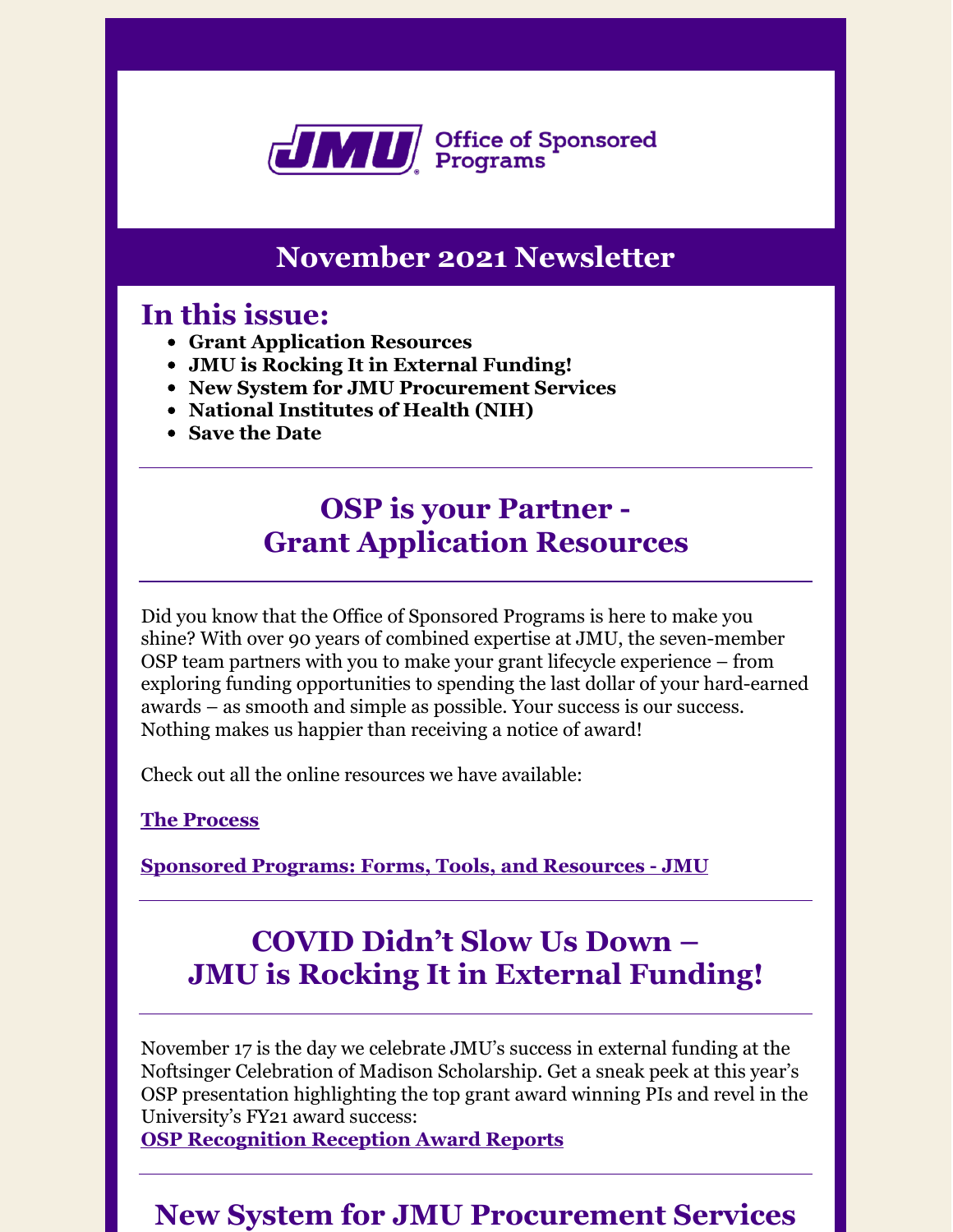JMU Office of Sponsored Programs

# November 2021 Newsletter

## In this issue:

- **Grant Application Resources**
- **JMU is Rocking It in External Funding!**
- **New System for JMU Procurement Services**
- **National Institutes of Health (NIH)**
- **Save the Date**

---

## OSP is your Partner - Grant Application Resources

Did you know that the Office of Sponsored Programs is here to make you shine? With over 90 years of combined expertise at JMU, the seven-member OSP team partners with you to make your grant lifecycle experience – from exploring funding opportunities to spending the last dollar of your hard-earned awards – as smooth and simple as possible. Your success is our success. Nothing makes us happier than receiving a notice of award!

Check out all the online resources we have available:

**The Process**

**Sponsored Programs: Forms, Tools, and Resources - JMU**

---

## COVID Didn't Slow Us Down – JMU is Rocking It in External Funding!

November 17 is the day we celebrate JMU's success in external funding at the Noftsinger Celebration of Madison Scholarship. Get a sneak peek at this year's OSP presentation highlighting the top grant award winning PIs and revel in the University's FY21 award success:
**OSP Recognition Reception Award Reports**

---

## New System for JMU Procurement Services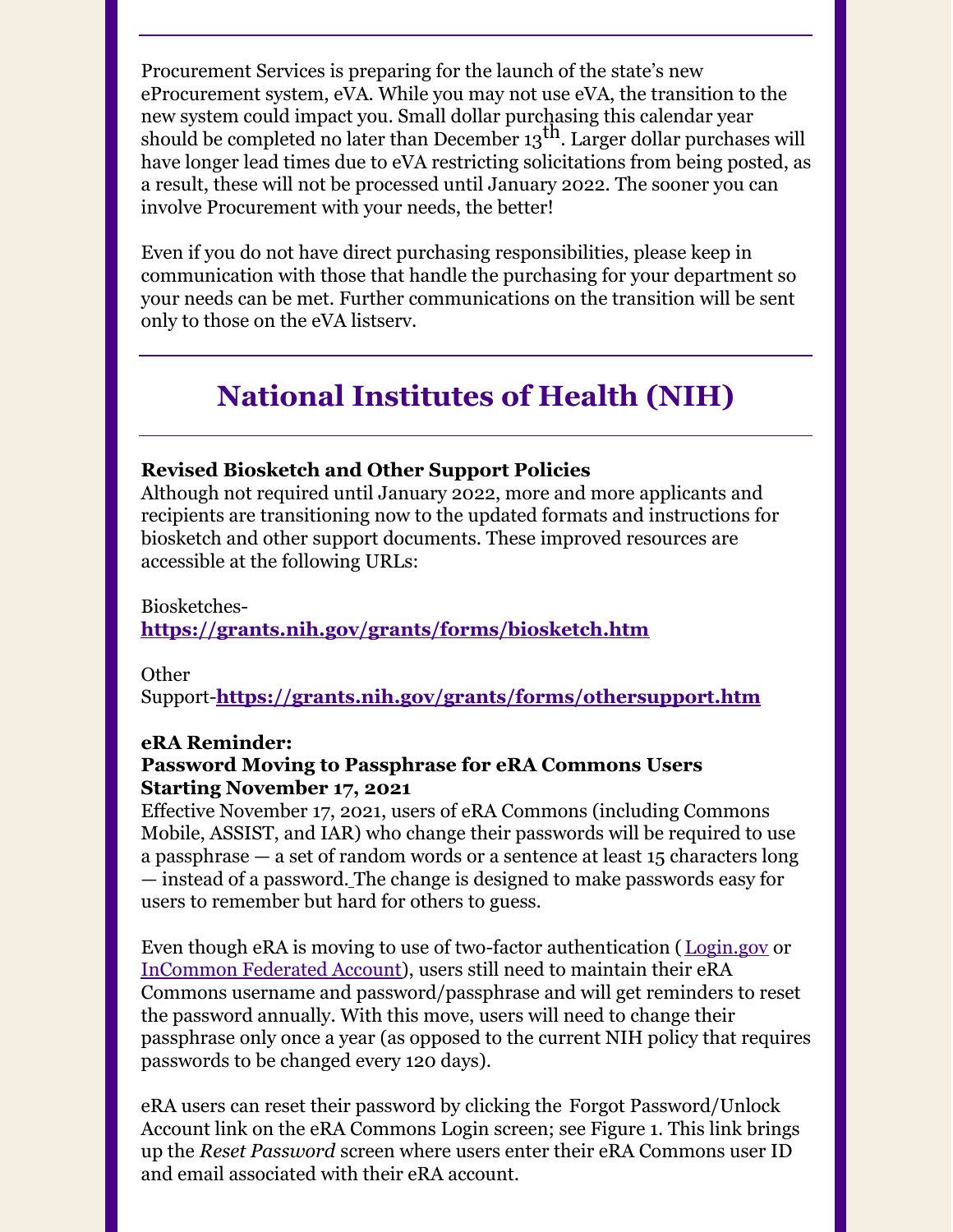Procurement Services is preparing for the launch of the state's new eProcurement system, eVA. While you may not use eVA, the transition to the new system could impact you. Small dollar purchasing this calendar year should be completed no later than December 13th. Larger dollar purchases will have longer lead times due to eVA restricting solicitations from being posted, as a result, these will not be processed until January 2022. The sooner you can involve Procurement with your needs, the better!

Even if you do not have direct purchasing responsibilities, please keep in communication with those that handle the purchasing for your department so your needs can be met. Further communications on the transition will be sent only to those on the eVA listserv.

## National Institutes of Health (NIH)

**Revised Biosketch and Other Support Policies**

Although not required until January 2022, more and more applicants and recipients are transitioning now to the updated formats and instructions for biosketch and other support documents. These improved resources are accessible at the following URLs:

Biosketches- **https://grants.nih.gov/grants/forms/biosketch.htm**

Other Support-**https://grants.nih.gov/grants/forms/othersupport.htm**

**eRA Reminder:**
**Password Moving to Passphrase for eRA Commons Users Starting November 17, 2021**

Effective November 17, 2021, users of eRA Commons (including Commons Mobile, ASSIST, and IAR) who change their passwords will be required to use a passphrase — a set of random words or a sentence at least 15 characters long — instead of a password. The change is designed to make passwords easy for users to remember but hard for others to guess.

Even though eRA is moving to use of two-factor authentication (Login.gov or InCommon Federated Account), users still need to maintain their eRA Commons username and password/passphrase and will get reminders to reset the password annually. With this move, users will need to change their passphrase only once a year (as opposed to the current NIH policy that requires passwords to be changed every 120 days).

eRA users can reset their password by clicking the Forgot Password/Unlock Account link on the eRA Commons Login screen; see Figure 1. This link brings up the *Reset Password* screen where users enter their eRA Commons user ID and email associated with their eRA account.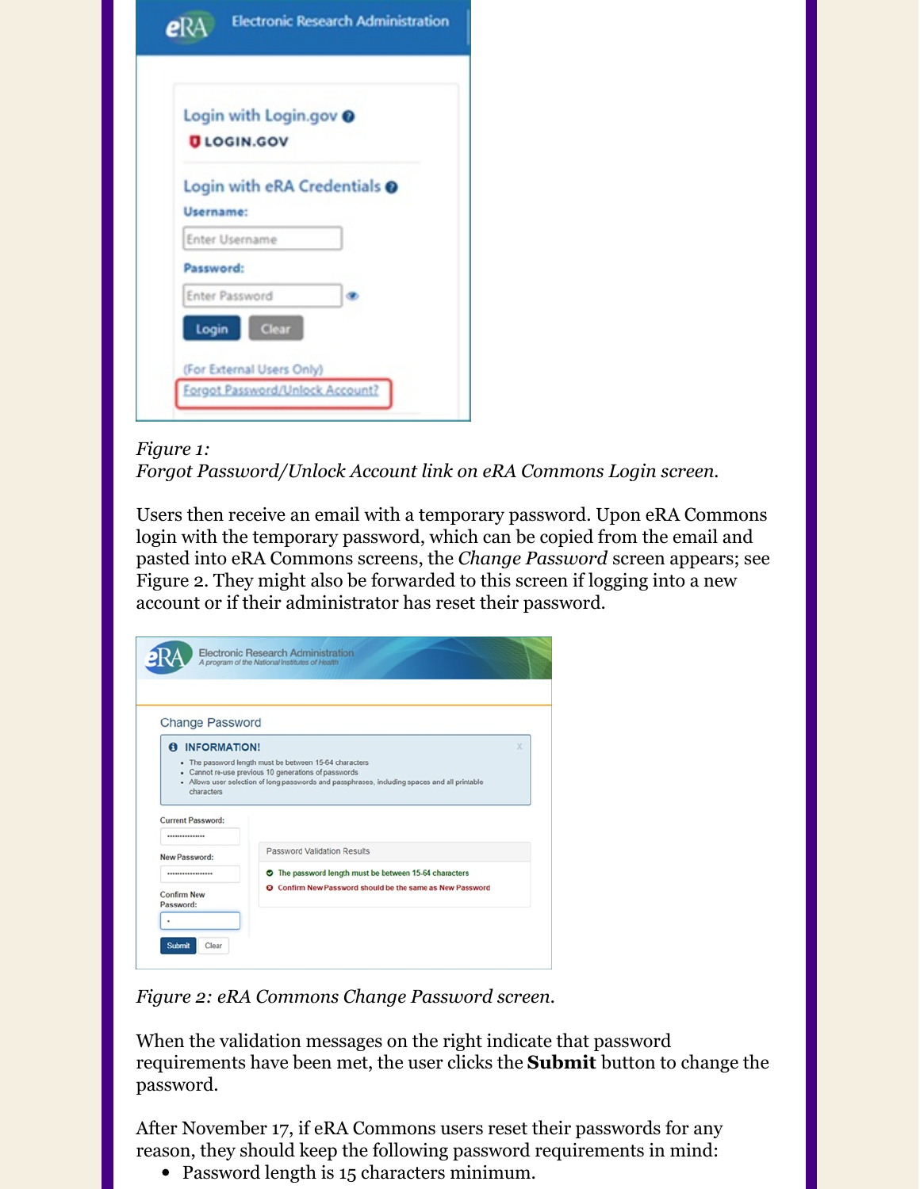*Figure 1:*
*Forgot Password/Unlock Account link on eRA Commons Login screen.*

Users then receive an email with a temporary password. Upon eRA Commons login with the temporary password, which can be copied from the email and pasted into eRA Commons screens, the *Change Password* screen appears; see Figure 2. They might also be forwarded to this screen if logging into a new account or if their administrator has reset their password.

*Figure 2: eRA Commons Change Password screen.*

When the validation messages on the right indicate that password requirements have been met, the user clicks the **Submit** button to change the password.

After November 17, if eRA Commons users reset their passwords for any reason, they should keep the following password requirements in mind:

- Password length is 15 characters minimum.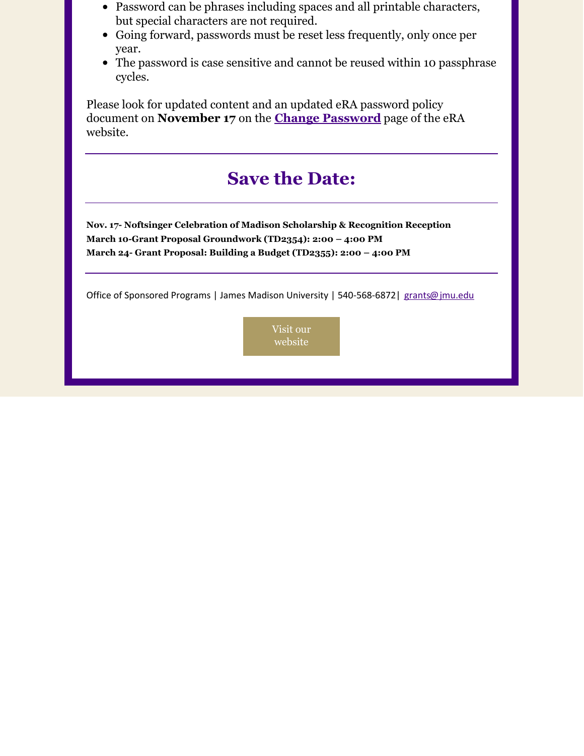- Password can be phrases including spaces and all printable characters, but special characters are not required.
- Going forward, passwords must be reset less frequently, only once per year.
- The password is case sensitive and cannot be reused within 10 passphrase cycles.

Please look for updated content and an updated eRA password policy document on **November 17** on the **Change Password** page of the eRA website.

---

## Save the Date:

---

**Nov. 17- Noftsinger Celebration of Madison Scholarship & Recognition Reception**
**March 10-Grant Proposal Groundwork (TD2354): 2:00 – 4:00 PM**
**March 24- Grant Proposal: Building a Budget (TD2355): 2:00 – 4:00 PM**

---

Office of Sponsored Programs | James Madison University | 540-568-6872| grants@jmu.edu

Visit our website